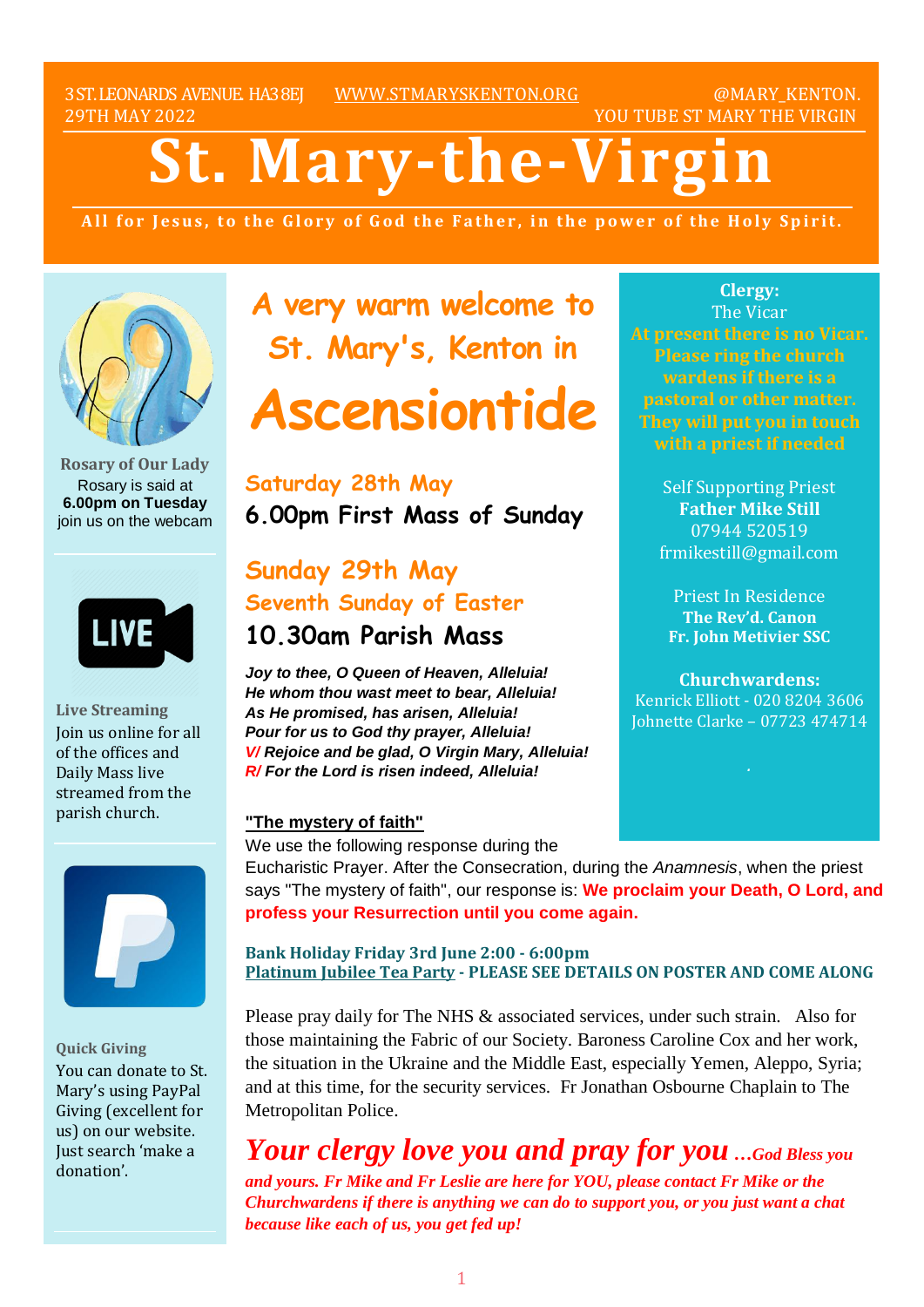3 ST. LEONARDS AVENUE. HA3 8EJ WWW.STMARYSKENTON.ORG @MARY_KENTON.
29TH MAY 2022 YOU TUBE ST MARY THE VIRGIN

# St. Mary-the-Virgin

**All for Jesus, to the Glory of God the Father, in the power of the Holy Spirit.**

## A very warm welcome to St. Mary's, Kenton in Ascensiontide

### Saturday 28th May

**6.00pm First Mass of Sunday**

### Sunday 29th May
### Seventh Sunday of Easter

**10.30am Parish Mass**

***Joy to thee, O Queen of Heaven, Alleluia!***
***He whom thou wast meet to bear, Alleluia!***
***As He promised, has arisen, Alleluia!***
***Pour for us to God thy prayer, Alleluia!***
***V/ Rejoice and be glad, O Virgin Mary, Alleluia!***
***R/ For the Lord is risen indeed, Alleluia!***

**"The mystery of faith"**

We use the following response during the Eucharistic Prayer. After the Consecration, during the *Anamnesis*, when the priest says "The mystery of faith", our response is: **We proclaim your Death, O Lord, and profess your Resurrection until you come again.**

**Bank Holiday Friday 3rd June 2:00 - 6:00pm**
**Platinum Jubilee Tea Party - PLEASE SEE DETAILS ON POSTER AND COME ALONG**

Please pray daily for The NHS & associated services, under such strain. Also for those maintaining the Fabric of our Society. Baroness Caroline Cox and her work, the situation in the Ukraine and the Middle East, especially Yemen, Aleppo, Syria; and at this time, for the security services. Fr Jonathan Osbourne Chaplain to The Metropolitan Police.

***Your clergy love you and pray for you …God Bless you and yours. Fr Mike and Fr Leslie are here for YOU, please contact Fr Mike or the Churchwardens if there is anything we can do to support you, or you just want a chat because like each of us, you get fed up!***

**Rosary of Our Lady**
Rosary is said at **6.00pm on Tuesday** join us on the webcam

**Live Streaming**
Join us online for all of the offices and Daily Mass live streamed from the parish church.

**Quick Giving**
You can donate to St. Mary's using PayPal Giving (excellent for us) on our website. Just search 'make a donation'.

**Clergy:**
The Vicar
**At present there is no Vicar. Please ring the church wardens if there is a pastoral or other matter. They will put you in touch with a priest if needed**

Self Supporting Priest
**Father Mike Still**
07944 520519
frmikestill@gmail.com

Priest In Residence
**The Rev'd. Canon Fr. John Metivier SSC**

**Churchwardens:**
Kenrick Elliott - 020 8204 3606
Johnette Clarke – 07723 474714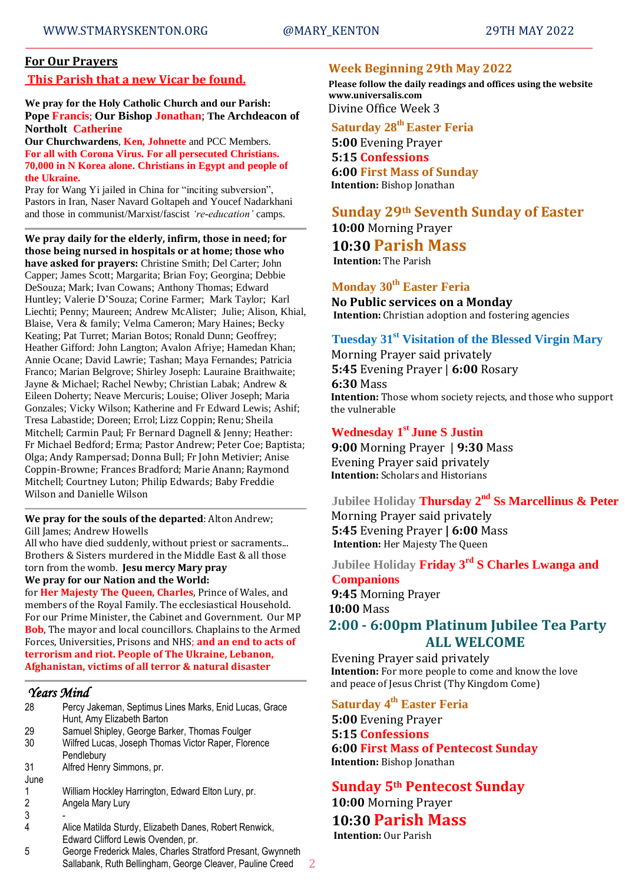## For Our Prayers

### This Parish that a new Vicar be found.

**We pray for the Holy Catholic Church and our Parish: Pope Francis; Our Bishop Jonathan; The Archdeacon of Northolt Catherine**

**Our Churchwardens**, **Ken, Johnette** and PCC Members.

**For all with Corona Virus. For all persecuted Christians. 70,000 in N Korea alone. Christians in Egypt and people of the Ukraine.**

Pray for Wang Yi jailed in China for "inciting subversion", Pastors in Iran, Naser Navard Goltapeh and Youcef Nadarkhani and those in communist/Marxist/fascist *'re-education'* camps.

---

**We pray daily for the elderly, infirm, those in need; for those being nursed in hospitals or at home; those who have asked for prayers:** Christine Smith; Del Carter; John Capper; James Scott; Margarita; Brian Foy; Georgina; Debbie DeSouza; Mark; Ivan Cowans; Anthony Thomas; Edward Huntley; Valerie D'Souza; Corine Farmer; Mark Taylor; Karl Liechti; Penny; Maureen; Andrew McAlister; Julie; Alison, Khial, Blaise, Vera & family; Velma Cameron; Mary Haines; Becky Keating; Pat Turret; Marian Botos; Ronald Dunn; Geoffrey; Heather Gifford: John Langton; Avalon Afriye; Hamedan Khan; Annie Ocane; David Lawrie; Tashan; Maya Fernandes; Patricia Franco; Marian Belgrove; Shirley Joseph: Lauraine Braithwaite; Jayne & Michael; Rachel Newby; Christian Labak; Andrew & Eileen Doherty; Neave Mercuris; Louise; Oliver Joseph; Maria Gonzales; Vicky Wilson; Katherine and Fr Edward Lewis; Ashif; Tresa Labastide; Doreen; Errol; Lizz Coppin; Renu; Sheila Mitchell; Carmin Paul; Fr Bernard Dagnell & Jenny; Heather: Fr Michael Bedford; Erma; Pastor Andrew; Peter Coe; Baptista; Olga; Andy Rampersad; Donna Bull; Fr John Metivier; Anise Coppin-Browne; Frances Bradford; Marie Anann; Raymond Mitchell; Courtney Luton; Philip Edwards; Baby Freddie Wilson and Danielle Wilson

---

**We pray for the souls of the departed**: Alton Andrew; Gill James; Andrew Howells

All who have died suddenly, without priest or sacraments... Brothers & Sisters murdered in the Middle East & all those torn from the womb. **Jesu mercy Mary pray**

**We pray for our Nation and the World:**

for **Her Majesty The Queen, Charles**, Prince of Wales, and members of the Royal Family. The ecclesiastical Household. For our Prime Minister, the Cabinet and Government. Our MP **Bob**, The mayor and local councillors. Chaplains to the Armed Forces, Universities, Prisons and NHS; **and an end to acts of terrorism and riot. People of The Ukraine, Lebanon, Afghanistan, victims of all terror & natural disaster**

---

### *Years Mind*

| | |
|---|---|
| 28 | Percy Jakeman, Septimus Lines Marks, Enid Lucas, Grace Hunt, Amy Elizabeth Barton |
| 29 | Samuel Shipley, George Barker, Thomas Foulger |
| 30 | Wilfred Lucas, Joseph Thomas Victor Raper, Florence Pendlebury |
| 31 | Alfred Henry Simmons, pr. |
| June | |
| 1 | William Hockley Harrington, Edward Elton Lury, pr. |
| 2 | Angela Mary Lury |
| 3 | - |
| 4 | Alice Matilda Sturdy, Elizabeth Danes, Robert Renwick, Edward Clifford Lewis Ovenden, pr. |
| 5 | George Frederick Males, Charles Stratford Presant, Gwynneth Sallabank, Ruth Bellingham, George Cleaver, Pauline Creed |

## Week Beginning 29th May 2022

**Please follow the daily readings and offices using the website www.universalis.com**

Divine Office Week 3

### Saturday 28th Easter Feria

**5:00** Evening Prayer
**5:15 Confessions**
**6:00 First Mass of Sunday**
**Intention:** Bishop Jonathan

### Sunday 29th Seventh Sunday of Easter

**10:00** Morning Prayer
**10:30 Parish Mass**
**Intention:** The Parish

### Monday 30th Easter Feria

**No Public services on a Monday**
**Intention:** Christian adoption and fostering agencies

### Tuesday 31st Visitation of the Blessed Virgin Mary

Morning Prayer said privately
**5:45** Evening Prayer | **6:00** Rosary
**6:30** Mass
**Intention:** Those whom society rejects, and those who support the vulnerable

### Wednesday 1st June S Justin

**9:00** Morning Prayer | **9:30** Mass
Evening Prayer said privately
**Intention:** Scholars and Historians

### Jubilee Holiday Thursday 2nd Ss Marcellinus & Peter

Morning Prayer said privately
**5:45** Evening Prayer | **6:00** Mass
**Intention:** Her Majesty The Queen

### Jubilee Holiday Friday 3rd S Charles Lwanga and Companions

**9:45** Morning Prayer
**10:00** Mass

**2:00 - 6:00pm Platinum Jubilee Tea Party**
**ALL WELCOME**

Evening Prayer said privately
**Intention:** For more people to come and know the love and peace of Jesus Christ (Thy Kingdom Come)

### Saturday 4th Easter Feria

**5:00** Evening Prayer
**5:15 Confessions**
**6:00 First Mass of Pentecost Sunday**
**Intention:** Bishop Jonathan

### Sunday 5th Pentecost Sunday

**10:00** Morning Prayer
**10:30 Parish Mass**
**Intention:** Our Parish